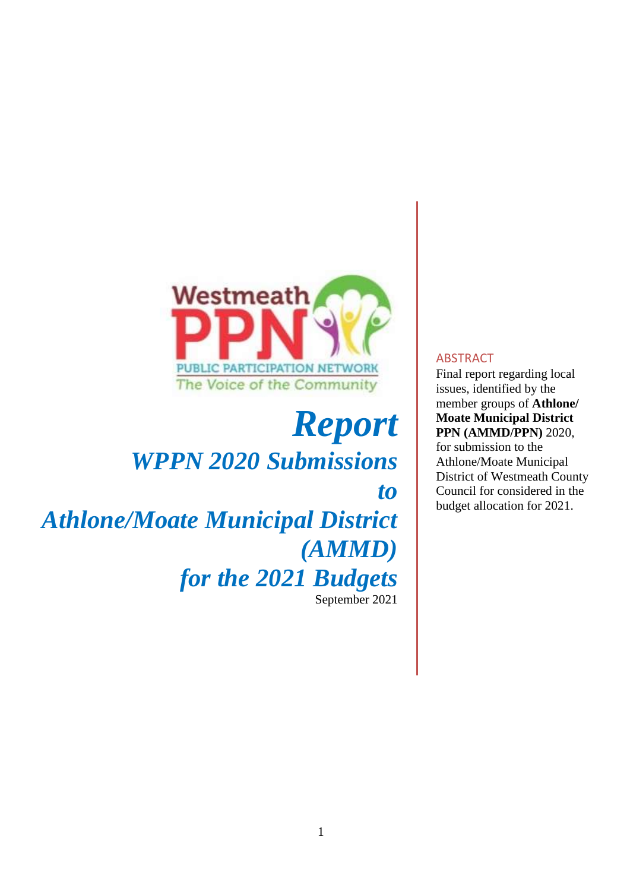Westmeath PPN

PUBLIC PARTICIPATION NETWORK

The Voice of the Community

# *Report*

## *WPPN 2020 Submissions to Athlone/Moate Municipal District (AMMD) for the 2021 Budgets*

September 2021

ABSTRACT

Final report regarding local issues, identified by the member groups of **Athlone/ Moate Municipal District PPN (AMMD/PPN)** 2020, for submission to the Athlone/Moate Municipal District of Westmeath County Council for considered in the budget allocation for 2021.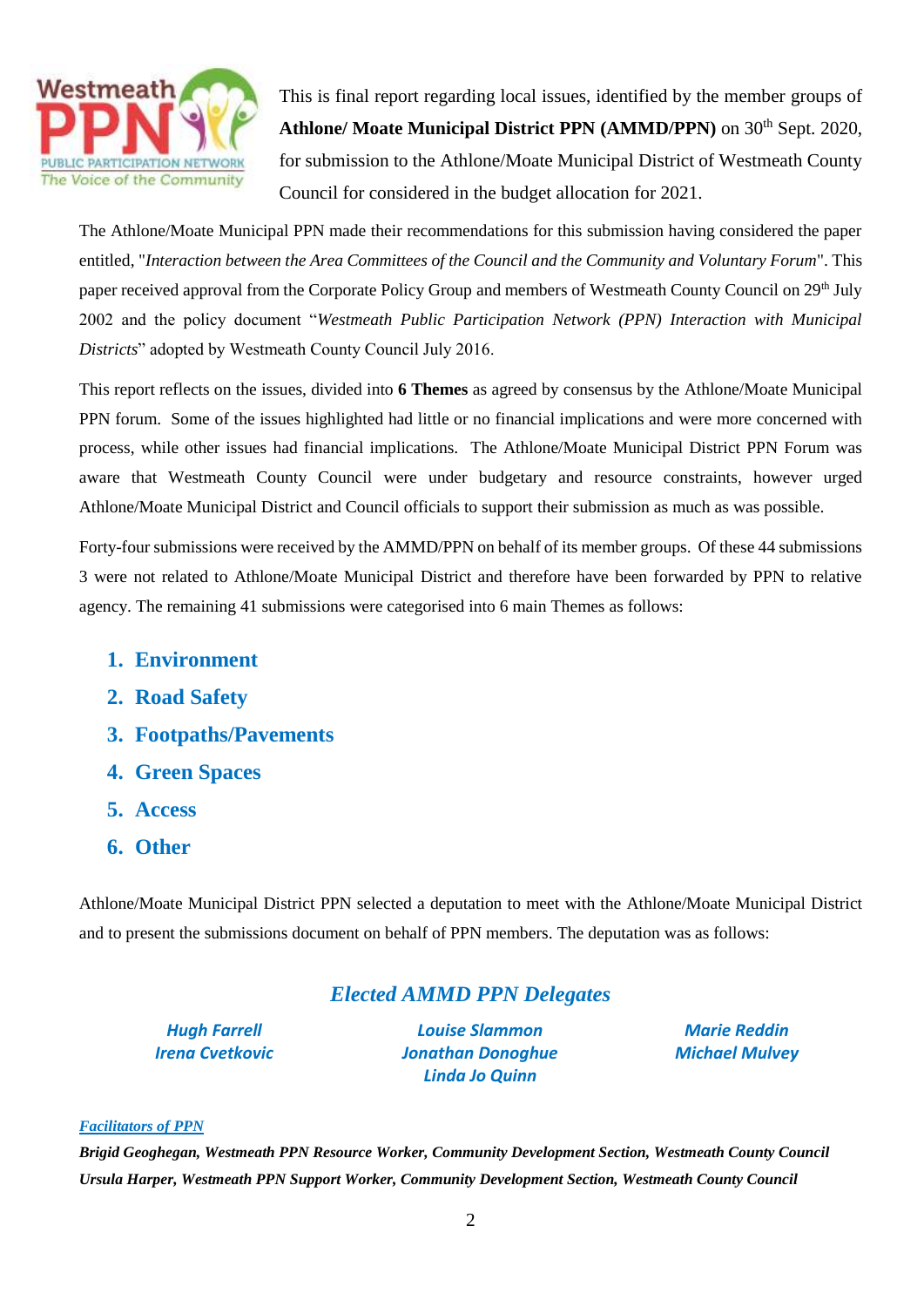This is final report regarding local issues, identified by the member groups of **Athlone/ Moate Municipal District PPN (AMMD/PPN)** on 30th Sept. 2020, for submission to the Athlone/Moate Municipal District of Westmeath County Council for considered in the budget allocation for 2021.

The Athlone/Moate Municipal PPN made their recommendations for this submission having considered the paper entitled, "*Interaction between the Area Committees of the Council and the Community and Voluntary Forum*". This paper received approval from the Corporate Policy Group and members of Westmeath County Council on 29th July 2002 and the policy document "*Westmeath Public Participation Network (PPN) Interaction with Municipal Districts*" adopted by Westmeath County Council July 2016.

This report reflects on the issues, divided into **6 Themes** as agreed by consensus by the Athlone/Moate Municipal PPN forum. Some of the issues highlighted had little or no financial implications and were more concerned with process, while other issues had financial implications. The Athlone/Moate Municipal District PPN Forum was aware that Westmeath County Council were under budgetary and resource constraints, however urged Athlone/Moate Municipal District and Council officials to support their submission as much as was possible.

Forty-four submissions were received by the AMMD/PPN on behalf of its member groups. Of these 44 submissions 3 were not related to Athlone/Moate Municipal District and therefore have been forwarded by PPN to relative agency. The remaining 41 submissions were categorised into 6 main Themes as follows:

1. **Environment**
2. **Road Safety**
3. **Footpaths/Pavements**
4. **Green Spaces**
5. **Access**
6. **Other**

Athlone/Moate Municipal District PPN selected a deputation to meet with the Athlone/Moate Municipal District and to present the submissions document on behalf of PPN members. The deputation was as follows:

## *Elected AMMD PPN Delegates*

***Hugh Farrell***
***Irena Cvetkovic***
***Louise Slammon***
***Jonathan Donoghue***
***Linda Jo Quinn***
***Marie Reddin***
***Michael Mulvey***

*Facilitators of PPN*

***Brigid Geoghegan, Westmeath PPN Resource Worker, Community Development Section, Westmeath County Council***
***Ursula Harper, Westmeath PPN Support Worker, Community Development Section, Westmeath County Council***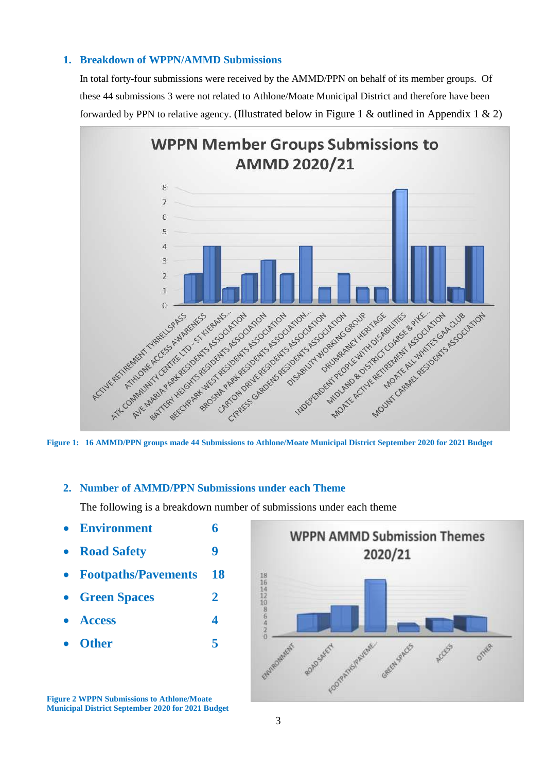## 1. Breakdown of WPPN/AMMD Submissions

In total forty-four submissions were received by the AMMD/PPN on behalf of its member groups. Of these 44 submissions 3 were not related to Athlone/Moate Municipal District and therefore have been forwarded by PPN to relative agency. (Illustrated below in Figure 1 & outlined in Appendix 1 & 2)

**Figure 1: 16 AMMD/PPN groups made 44 Submissions to Athlone/Moate Municipal District September 2020 for 2021 Budget**

## 2. Number of AMMD/PPN Submissions under each Theme

The following is a breakdown number of submissions under each theme

- **Environment** **6**
- **Road Safety** **9**
- **Footpaths/Pavements** **18**
- **Green Spaces** **2**
- **Access** **4**
- **Other** **5**

**Figure 2 WPPN Submissions to Athlone/Moate Municipal District September 2020 for 2021 Budget**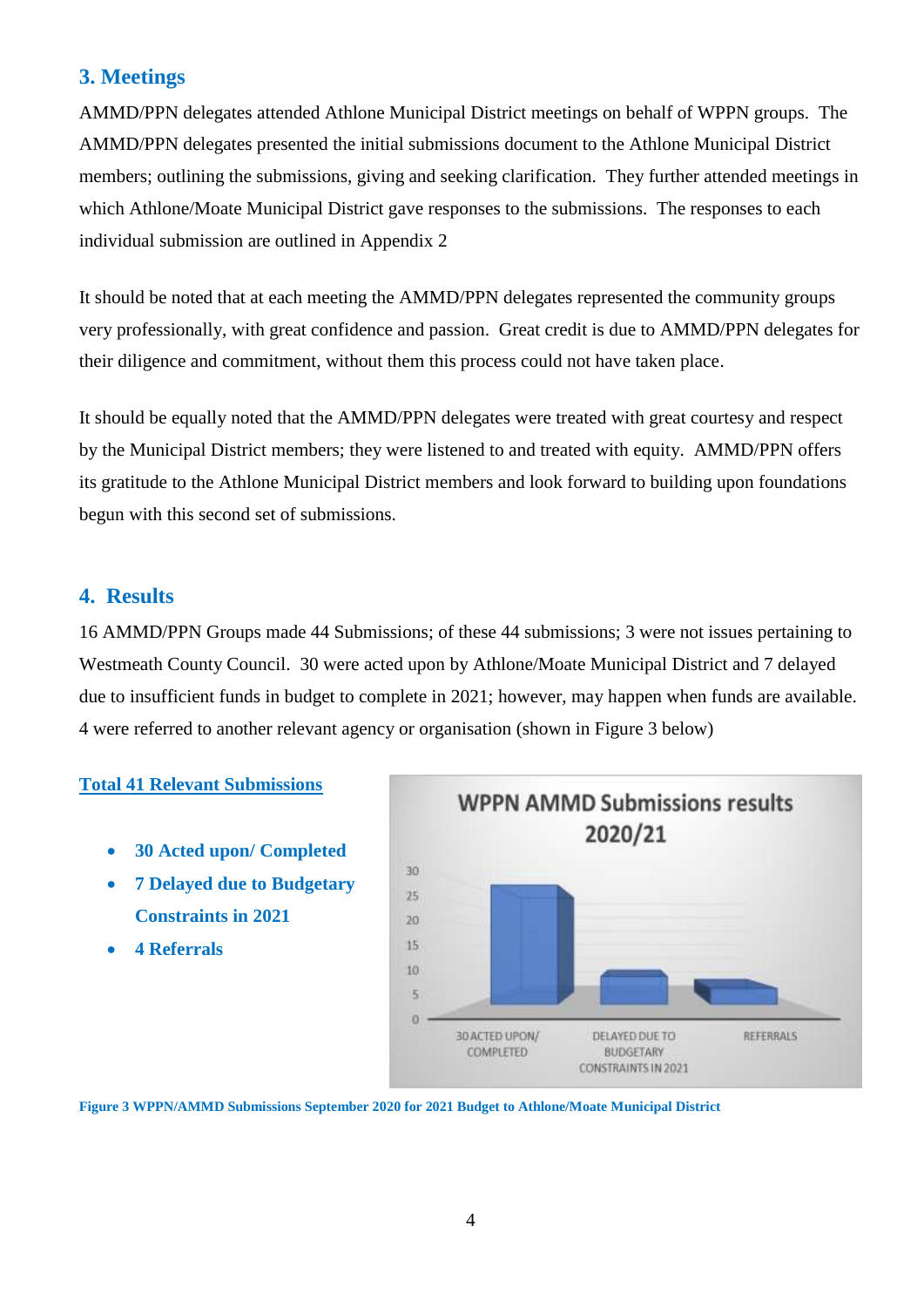## 3. Meetings

AMMD/PPN delegates attended Athlone Municipal District meetings on behalf of WPPN groups. The AMMD/PPN delegates presented the initial submissions document to the Athlone Municipal District members; outlining the submissions, giving and seeking clarification. They further attended meetings in which Athlone/Moate Municipal District gave responses to the submissions. The responses to each individual submission are outlined in Appendix 2

It should be noted that at each meeting the AMMD/PPN delegates represented the community groups very professionally, with great confidence and passion. Great credit is due to AMMD/PPN delegates for their diligence and commitment, without them this process could not have taken place.

It should be equally noted that the AMMD/PPN delegates were treated with great courtesy and respect by the Municipal District members; they were listened to and treated with equity. AMMD/PPN offers its gratitude to the Athlone Municipal District members and look forward to building upon foundations begun with this second set of submissions.

## 4. Results

16 AMMD/PPN Groups made 44 Submissions; of these 44 submissions; 3 were not issues pertaining to Westmeath County Council. 30 were acted upon by Athlone/Moate Municipal District and 7 delayed due to insufficient funds in budget to complete in 2021; however, may happen when funds are available. 4 were referred to another relevant agency or organisation (shown in Figure 3 below)

**Total 41 Relevant Submissions**

- **30 Acted upon/ Completed**
- **7 Delayed due to Budgetary Constraints in 2021**
- **4 Referrals**

WPPN AMMD Submissions results 2020/21

| Category | Count |
|---|---|
| 30 Acted upon/ Completed | 30 |
| Delayed due to budgetary constraints in 2021 | 7 |
| Referrals | 4 |

**Figure 3 WPPN/AMMD Submissions September 2020 for 2021 Budget to Athlone/Moate Municipal District**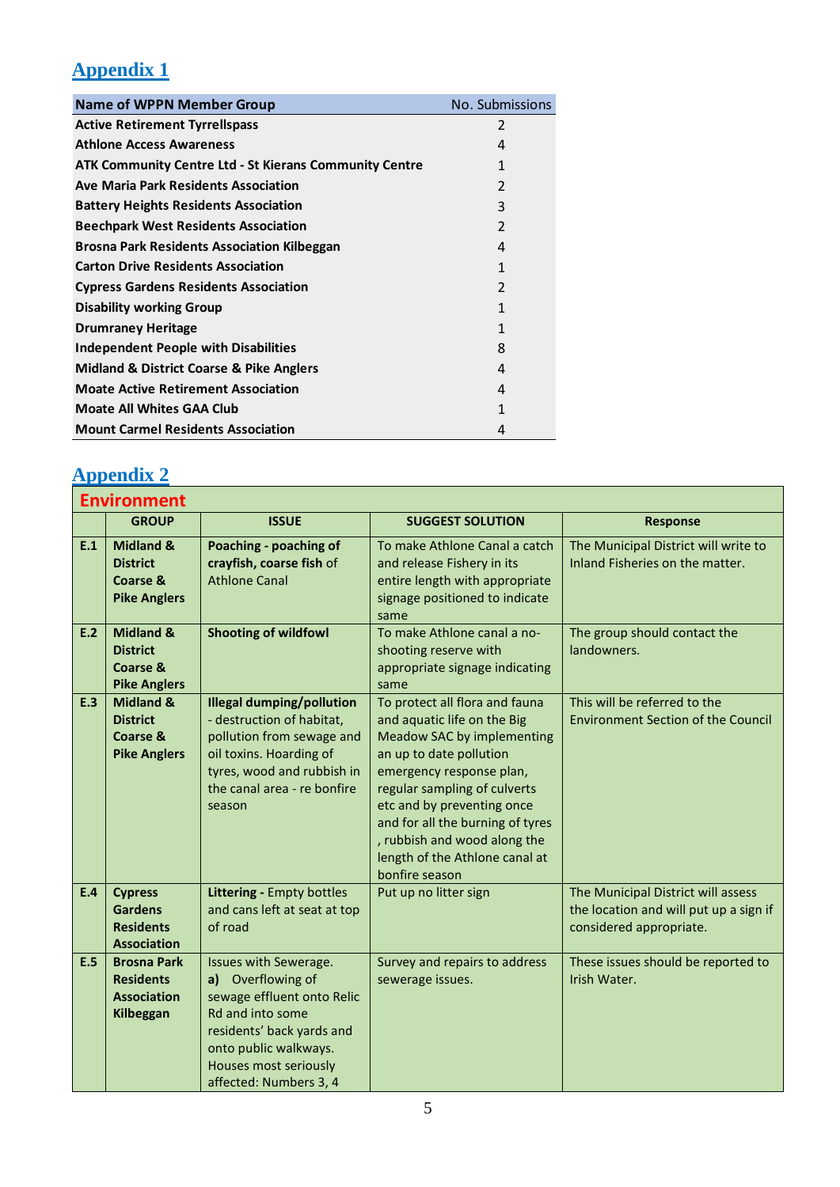## Appendix 1

| Name of WPPN Member Group | No. Submissions |
|---|---|
| **Active Retirement Tyrrellspass** | 2 |
| **Athlone Access Awareness** | 4 |
| **ATK Community Centre Ltd - St Kierans Community Centre** | 1 |
| **Ave Maria Park Residents Association** | 2 |
| **Battery Heights Residents Association** | 3 |
| **Beechpark West Residents Association** | 2 |
| **Brosna Park Residents Association Kilbeggan** | 4 |
| **Carton Drive Residents Association** | 1 |
| **Cypress Gardens Residents Association** | 2 |
| **Disability working Group** | 1 |
| **Drumraney Heritage** | 1 |
| **Independent People with Disabilities** | 8 |
| **Midland & District Coarse & Pike Anglers** | 4 |
| **Moate Active Retirement Association** | 4 |
| **Moate All Whites GAA Club** | 1 |
| **Mount Carmel Residents Association** | 4 |

## Appendix 2

### Environment

| | GROUP | ISSUE | SUGGEST SOLUTION | Response |
|---|---|---|---|---|
| **E.1** | **Midland & District Coarse & Pike Anglers** | **Poaching - poaching of crayfish, coarse fish** of Athlone Canal | To make Athlone Canal a catch and release Fishery in its entire length with appropriate signage positioned to indicate same | The Municipal District will write to Inland Fisheries on the matter. |
| **E.2** | **Midland & District Coarse & Pike Anglers** | **Shooting of wildfowl** | To make Athlone canal a no-shooting reserve with appropriate signage indicating same | The group should contact the landowners. |
| **E.3** | **Midland & District Coarse & Pike Anglers** | **Illegal dumping/pollution** - destruction of habitat, pollution from sewage and oil toxins. Hoarding of tyres, wood and rubbish in the canal area - re bonfire season | To protect all flora and fauna and aquatic life on the Big Meadow SAC by implementing an up to date pollution emergency response plan, regular sampling of culverts etc and by preventing once and for all the burning of tyres , rubbish and wood along the length of the Athlone canal at bonfire season | This will be referred to the Environment Section of the Council |
| **E.4** | **Cypress Gardens Residents Association** | **Littering** - Empty bottles and cans left at seat at top of road | Put up no litter sign | The Municipal District will assess the location and will put up a sign if considered appropriate. |
| **E.5** | **Brosna Park Residents Association Kilbeggan** | Issues with Sewerage.<br>**a)** Overflowing of sewage effluent onto Relic Rd and into some residents' back yards and onto public walkways. Houses most seriously affected: Numbers 3, 4 | Survey and repairs to address sewerage issues. | These issues should be reported to Irish Water. |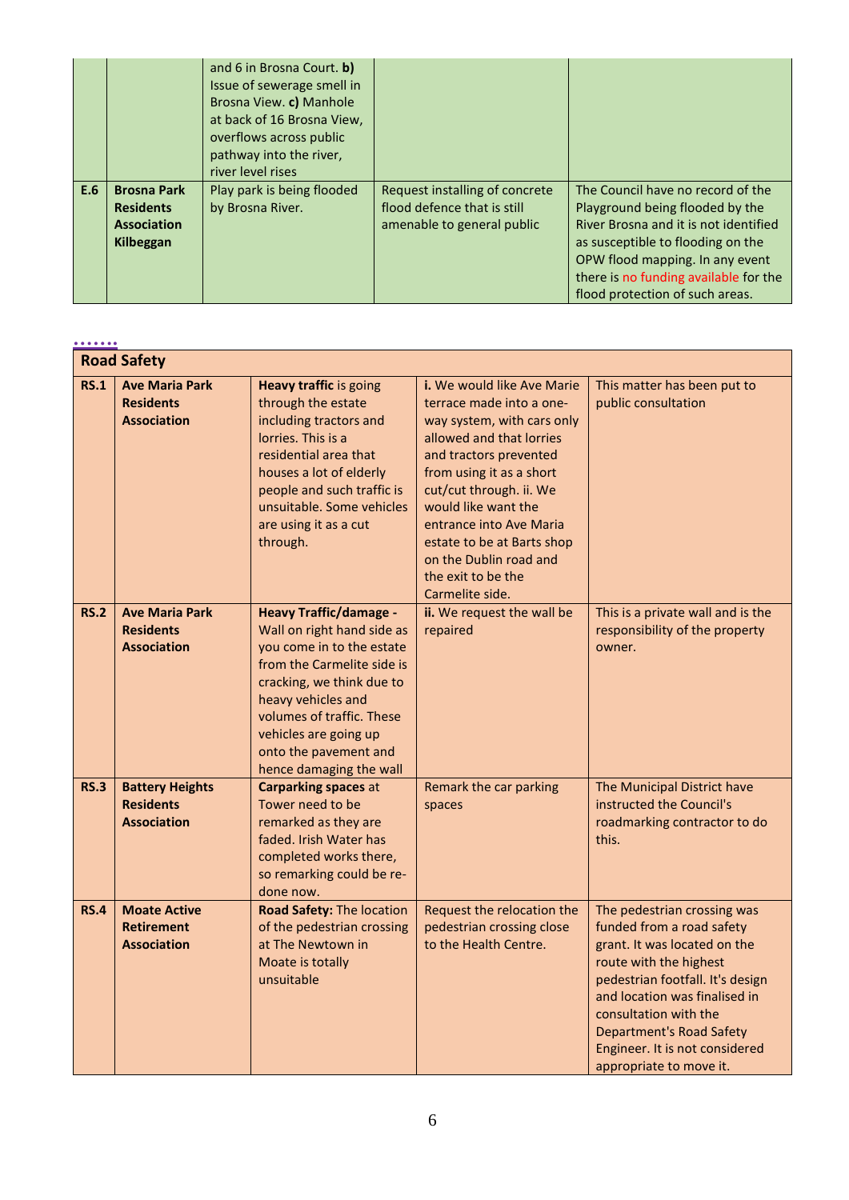| | | and 6 in Brosna Court. **b)** Issue of sewerage smell in Brosna View. **c)** Manhole at back of 16 Brosna View, overflows across public pathway into the river, river level rises | | |
|---|---|---|---|---|
| **E.6** | **Brosna Park Residents Association Kilbeggan** | Play park is being flooded by Brosna River. | Request installing of concrete flood defence that is still amenable to general public | The Council have no record of the Playground being flooded by the River Brosna and it is not identified as susceptible to flooding on the OPW flood mapping. In any event there is no funding available for the flood protection of such areas. |

| **Road Safety** | | | | |
|---|---|---|---|---|
| **RS.1** | **Ave Maria Park Residents Association** | **Heavy traffic** is going through the estate including tractors and lorries. This is a residential area that houses a lot of elderly people and such traffic is unsuitable. Some vehicles are using it as a cut through. | **i.** We would like Ave Marie terrace made into a one-way system, with cars only allowed and that lorries and tractors prevented from using it as a short cut/cut through. ii. We would like want the entrance into Ave Maria estate to be at Barts shop on the Dublin road and the exit to be the Carmelite side. | This matter has been put to public consultation |
| **RS.2** | **Ave Maria Park Residents Association** | **Heavy Traffic/damage -** Wall on right hand side as you come in to the estate from the Carmelite side is cracking, we think due to heavy vehicles and volumes of traffic. These vehicles are going up onto the pavement and hence damaging the wall | **ii.** We request the wall be repaired | This is a private wall and is the responsibility of the property owner. |
| **RS.3** | **Battery Heights Residents Association** | **Carparking spaces** at Tower need to be remarked as they are faded. Irish Water has completed works there, so remarking could be re-done now. | Remark the car parking spaces | The Municipal District have instructed the Council's roadmarking contractor to do this. |
| **RS.4** | **Moate Active Retirement Association** | **Road Safety:** The location of the pedestrian crossing at The Newtown in Moate is totally unsuitable | Request the relocation the pedestrian crossing close to the Health Centre. | The pedestrian crossing was funded from a road safety grant. It was located on the route with the highest pedestrian footfall. It's design and location was finalised in consultation with the Department's Road Safety Engineer. It is not considered appropriate to move it. |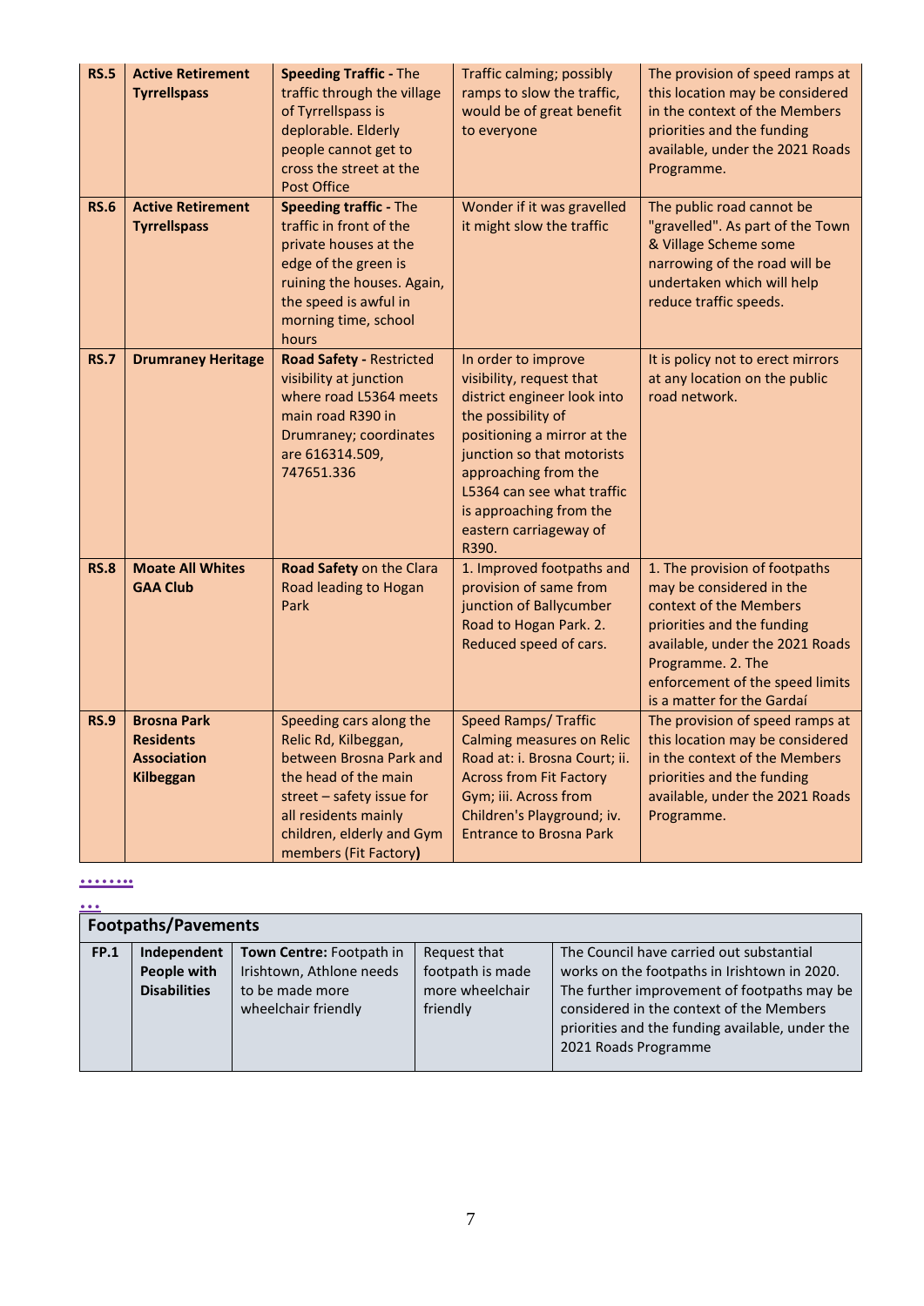| RS.5 | **Active Retirement Tyrrellspass** | **Speeding Traffic -** The traffic through the village of Tyrrellspass is deplorable. Elderly people cannot get to cross the street at the Post Office | Traffic calming; possibly ramps to slow the traffic, would be of great benefit to everyone | The provision of speed ramps at this location may be considered in the context of the Members priorities and the funding available, under the 2021 Roads Programme. |
|---|---|---|---|---|
| **RS.6** | **Active Retirement Tyrrellspass** | **Speeding traffic -** The traffic in front of the private houses at the edge of the green is ruining the houses. Again, the speed is awful in morning time, school hours | Wonder if it was gravelled it might slow the traffic | The public road cannot be "gravelled". As part of the Town & Village Scheme some narrowing of the road will be undertaken which will help reduce traffic speeds. |
| **RS.7** | **Drumraney Heritage** | **Road Safety -** Restricted visibility at junction where road L5364 meets main road R390 in Drumraney; coordinates are 616314.509, 747651.336 | In order to improve visibility, request that district engineer look into the possibility of positioning a mirror at the junction so that motorists approaching from the L5364 can see what traffic is approaching from the eastern carriageway of R390. | It is policy not to erect mirrors at any location on the public road network. |
| **RS.8** | **Moate All Whites GAA Club** | **Road Safety** on the Clara Road leading to Hogan Park | 1. Improved footpaths and provision of same from junction of Ballycumber Road to Hogan Park. 2. Reduced speed of cars. | 1. The provision of footpaths may be considered in the context of the Members priorities and the funding available, under the 2021 Roads Programme. 2. The enforcement of the speed limits is a matter for the Gardaí |
| **RS.9** | **Brosna Park Residents Association Kilbeggan** | Speeding cars along the Relic Rd, Kilbeggan, between Brosna Park and the head of the main street – safety issue for all residents mainly children, elderly and Gym members (Fit Factory**)** | Speed Ramps/ Traffic Calming measures on Relic Road at: i. Brosna Court; ii. Across from Fit Factory Gym; iii. Across from Children's Playground; iv. Entrance to Brosna Park | The provision of speed ramps at this location may be considered in the context of the Members priorities and the funding available, under the 2021 Roads Programme. |

| Footpaths/Pavements | | | | |
|---|---|---|---|---|
| **FP.1** | **Independent People with Disabilities** | **Town Centre:** Footpath in Irishtown, Athlone needs to be made more wheelchair friendly | Request that footpath is made more wheelchair friendly | The Council have carried out substantial works on the footpaths in Irishtown in 2020. The further improvement of footpaths may be considered in the context of the Members priorities and the funding available, under the 2021 Roads Programme |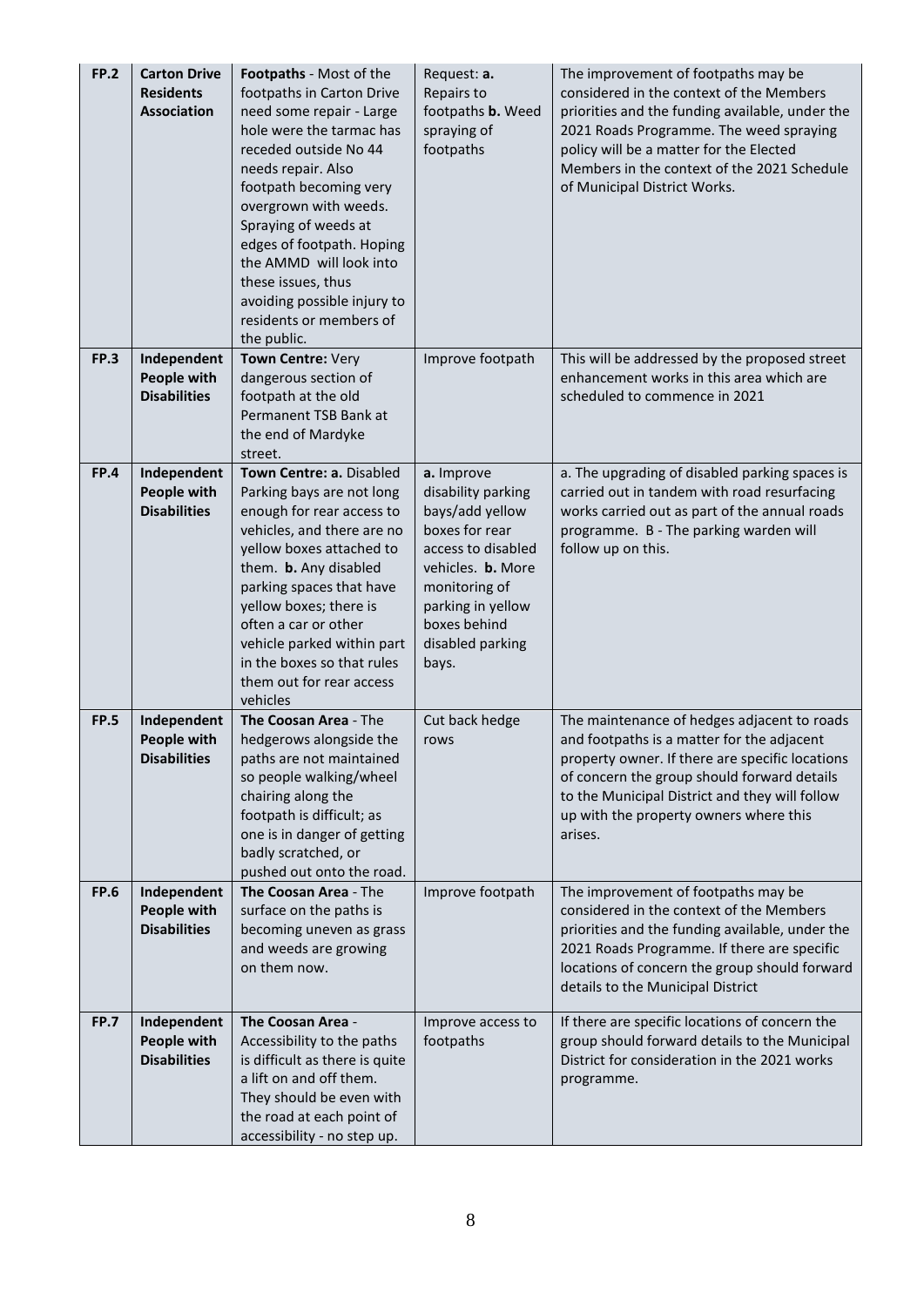| | | | | |
|---|---|---|---|---|
| **FP.2** | **Carton Drive Residents Association** | **Footpaths** - Most of the footpaths in Carton Drive need some repair - Large hole were the tarmac has receded outside No 44 needs repair. Also footpath becoming very overgrown with weeds. Spraying of weeds at edges of footpath. Hoping the AMMD will look into these issues, thus avoiding possible injury to residents or members of the public. | Request: **a.** Repairs to footpaths **b.** Weed spraying of footpaths | The improvement of footpaths may be considered in the context of the Members priorities and the funding available, under the 2021 Roads Programme. The weed spraying policy will be a matter for the Elected Members in the context of the 2021 Schedule of Municipal District Works. |
| **FP.3** | **Independent People with Disabilities** | **Town Centre:** Very dangerous section of footpath at the old Permanent TSB Bank at the end of Mardyke street. | Improve footpath | This will be addressed by the proposed street enhancement works in this area which are scheduled to commence in 2021 |
| **FP.4** | **Independent People with Disabilities** | **Town Centre: a.** Disabled Parking bays are not long enough for rear access to vehicles, and there are no yellow boxes attached to them. **b.** Any disabled parking spaces that have yellow boxes; there is often a car or other vehicle parked within part in the boxes so that rules them out for rear access vehicles | **a.** Improve disability parking bays/add yellow boxes for rear access to disabled vehicles. **b.** More monitoring of parking in yellow boxes behind disabled parking bays. | a. The upgrading of disabled parking spaces is carried out in tandem with road resurfacing works carried out as part of the annual roads programme. B - The parking warden will follow up on this. |
| **FP.5** | **Independent People with Disabilities** | **The Coosan Area** - The hedgerows alongside the paths are not maintained so people walking/wheel chairing along the footpath is difficult; as one is in danger of getting badly scratched, or pushed out onto the road. | Cut back hedge rows | The maintenance of hedges adjacent to roads and footpaths is a matter for the adjacent property owner. If there are specific locations of concern the group should forward details to the Municipal District and they will follow up with the property owners where this arises. |
| **FP.6** | **Independent People with Disabilities** | **The Coosan Area** - The surface on the paths is becoming uneven as grass and weeds are growing on them now. | Improve footpath | The improvement of footpaths may be considered in the context of the Members priorities and the funding available, under the 2021 Roads Programme. If there are specific locations of concern the group should forward details to the Municipal District |
| **FP.7** | **Independent People with Disabilities** | **The Coosan Area** - Accessibility to the paths is difficult as there is quite a lift on and off them. They should be even with the road at each point of accessibility - no step up. | Improve access to footpaths | If there are specific locations of concern the group should forward details to the Municipal District for consideration in the 2021 works programme. |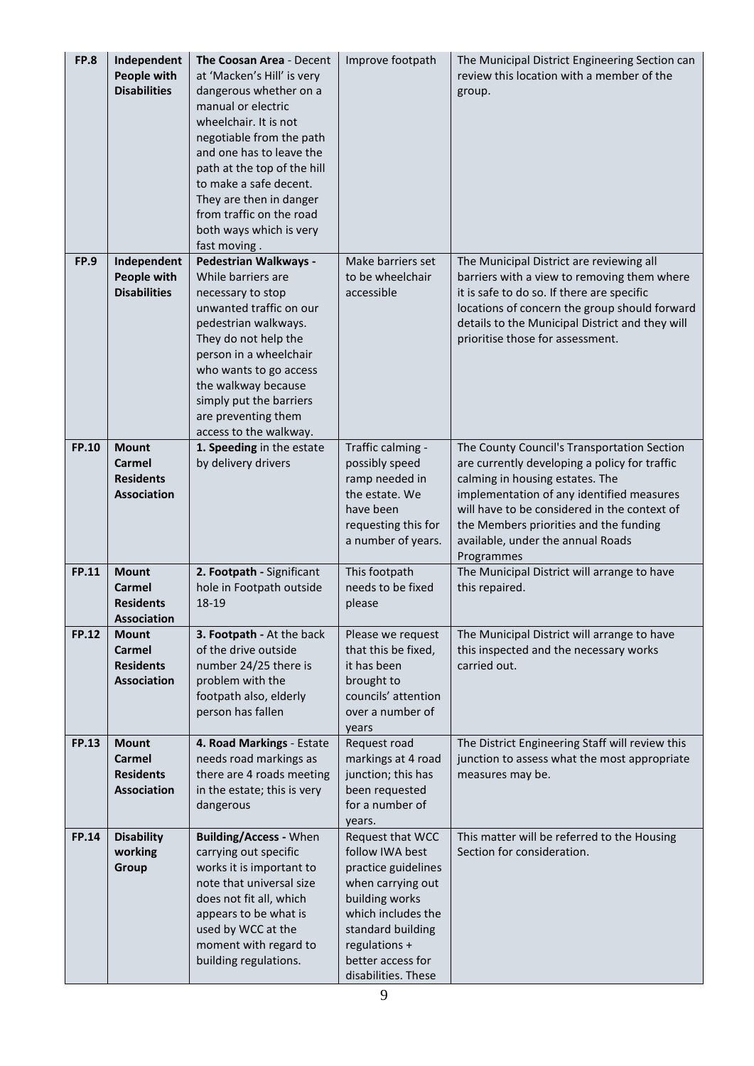| FP.8 | **Independent People with Disabilities** | **The Coosan Area** - Decent at 'Macken's Hill' is very dangerous whether on a manual or electric wheelchair. It is not negotiable from the path and one has to leave the path at the top of the hill to make a safe decent. They are then in danger from traffic on the road both ways which is very fast moving . | Improve footpath | The Municipal District Engineering Section can review this location with a member of the group. |
|---|---|---|---|---|
| **FP.9** | **Independent People with Disabilities** | **Pedestrian Walkways -** While barriers are necessary to stop unwanted traffic on our pedestrian walkways. They do not help the person in a wheelchair who wants to go access the walkway because simply put the barriers are preventing them access to the walkway. | Make barriers set to be wheelchair accessible | The Municipal District are reviewing all barriers with a view to removing them where it is safe to do so. If there are specific locations of concern the group should forward details to the Municipal District and they will prioritise those for assessment. |
| **FP.10** | **Mount Carmel Residents Association** | **1. Speeding** in the estate by delivery drivers | Traffic calming - possibly speed ramp needed in the estate. We have been requesting this for a number of years. | The County Council's Transportation Section are currently developing a policy for traffic calming in housing estates. The implementation of any identified measures will have to be considered in the context of the Members priorities and the funding available, under the annual Roads Programmes |
| **FP.11** | **Mount Carmel Residents Association** | **2. Footpath -** Significant hole in Footpath outside 18-19 | This footpath needs to be fixed please | The Municipal District will arrange to have this repaired. |
| **FP.12** | **Mount Carmel Residents Association** | **3. Footpath -** At the back of the drive outside number 24/25 there is problem with the footpath also, elderly person has fallen | Please we request that this be fixed, it has been brought to councils' attention over a number of years | The Municipal District will arrange to have this inspected and the necessary works carried out. |
| **FP.13** | **Mount Carmel Residents Association** | **4. Road Markings** - Estate needs road markings as there are 4 roads meeting in the estate; this is very dangerous | Request road markings at 4 road junction; this has been requested for a number of years. | The District Engineering Staff will review this junction to assess what the most appropriate measures may be. |
| **FP.14** | **Disability working Group** | **Building/Access -** When carrying out specific works it is important to note that universal size does not fit all, which appears to be what is used by WCC at the moment with regard to building regulations. | Request that WCC follow IWA best practice guidelines when carrying out building works which includes the standard building regulations + better access for disabilities. These | This matter will be referred to the Housing Section for consideration. |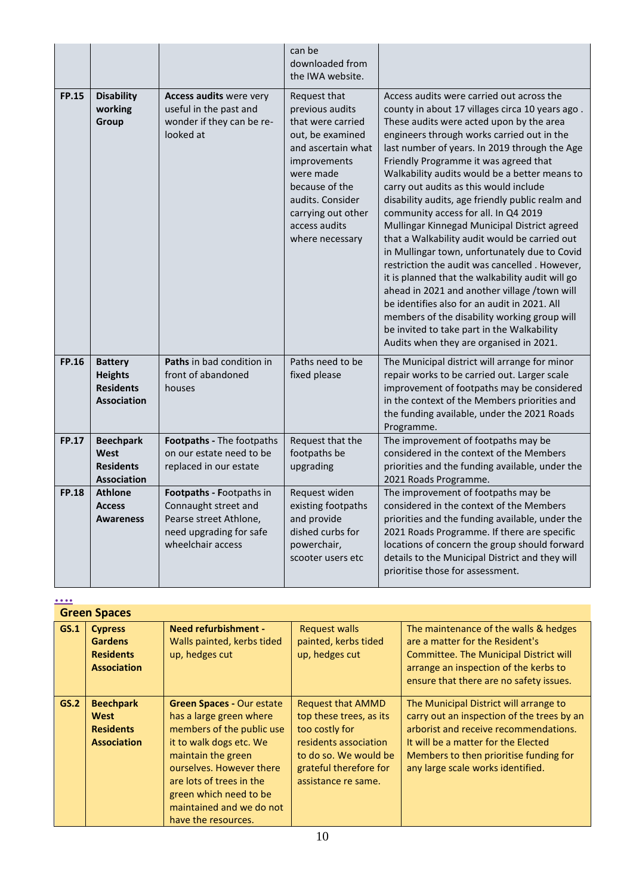| | | | | |
|---|---|---|---|---|
| | | | can be downloaded from the IWA website. | |
| **FP.15** | **Disability working Group** | **Access audits** were very useful in the past and wonder if they can be re-looked at | Request that previous audits that were carried out, be examined and ascertain what improvements were made because of the audits. Consider carrying out other access audits where necessary | Access audits were carried out across the county in about 17 villages circa 10 years ago . These audits were acted upon by the area engineers through works carried out in the last number of years. In 2019 through the Age Friendly Programme it was agreed that Walkability audits would be a better means to carry out audits as this would include disability audits, age friendly public realm and community access for all. In Q4 2019 Mullingar Kinnegad Municipal District agreed that a Walkability audit would be carried out in Mullingar town, unfortunately due to Covid restriction the audit was cancelled . However, it is planned that the walkability audit will go ahead in 2021 and another village /town will be identifies also for an audit in 2021. All members of the disability working group will be invited to take part in the Walkability Audits when they are organised in 2021. |
| **FP.16** | **Battery Heights Residents Association** | **Paths** in bad condition in front of abandoned houses | Paths need to be fixed please | The Municipal district will arrange for minor repair works to be carried out. Larger scale improvement of footpaths may be considered in the context of the Members priorities and the funding available, under the 2021 Roads Programme. |
| **FP.17** | **Beechpark West Residents Association** | **Footpaths -** The footpaths on our estate need to be replaced in our estate | Request that the footpaths be upgrading | The improvement of footpaths may be considered in the context of the Members priorities and the funding available, under the 2021 Roads Programme. |
| **FP.18** | **Athlone Access Awareness** | **Footpaths - F**ootpaths in Connaught street and Pearse street Athlone, need upgrading for safe wheelchair access | Request widen existing footpaths and provide dished curbs for powerchair, scooter users etc | The improvement of footpaths may be considered in the context of the Members priorities and the funding available, under the 2021 Roads Programme. If there are specific locations of concern the group should forward details to the Municipal District and they will prioritise those for assessment. |

....

## Green Spaces

| | | | | |
|---|---|---|---|---|
| **GS.1** | **Cypress Gardens Residents Association** | **Need refurbishment -** Walls painted, kerbs tided up, hedges cut | Request walls painted, kerbs tided up, hedges cut | The maintenance of the walls & hedges are a matter for the Resident's Committee. The Municipal District will arrange an inspection of the kerbs to ensure that there are no safety issues. |
| **GS.2** | **Beechpark West Residents Association** | **Green Spaces -** Our estate has a large green where members of the public use it to walk dogs etc. We maintain the green ourselves. However there are lots of trees in the green which need to be maintained and we do not have the resources. | Request that AMMD top these trees, as its too costly for residents association to do so. We would be grateful therefore for assistance re same. | The Municipal District will arrange to carry out an inspection of the trees by an arborist and receive recommendations. It will be a matter for the Elected Members to then prioritise funding for any large scale works identified. |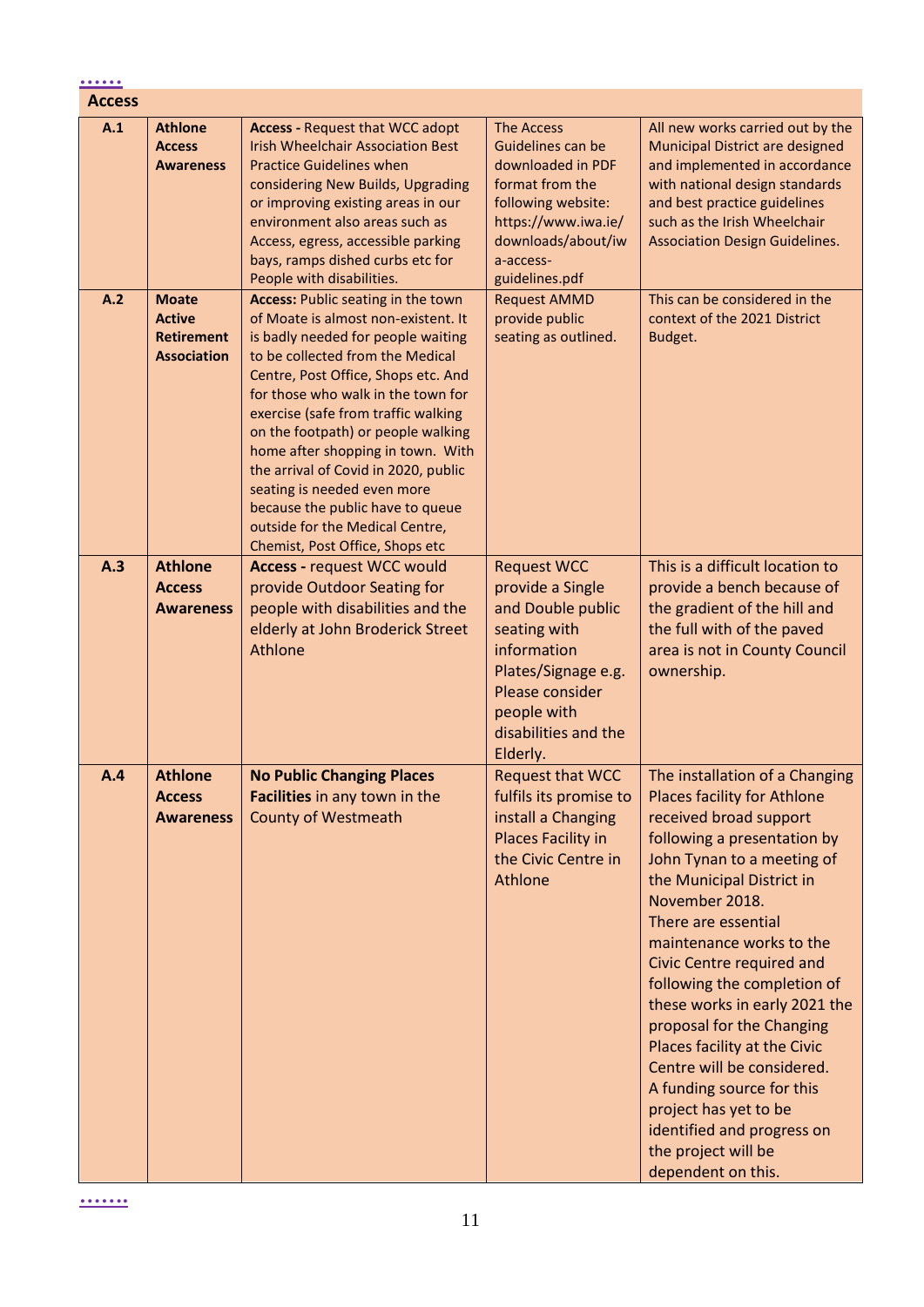| Access | | | | |
|---|---|---|---|---|
| **A.1** | **Athlone Access Awareness** | **Access -** Request that WCC adopt Irish Wheelchair Association Best Practice Guidelines when considering New Builds, Upgrading or improving existing areas in our environment also areas such as Access, egress, accessible parking bays, ramps dished curbs etc for People with disabilities. | The Access Guidelines can be downloaded in PDF format from the following website: https://www.iwa.ie/downloads/about/iwa-access-guidelines.pdf | All new works carried out by the Municipal District are designed and implemented in accordance with national design standards and best practice guidelines such as the Irish Wheelchair Association Design Guidelines. |
| **A.2** | **Moate Active Retirement Association** | **Access:** Public seating in the town of Moate is almost non-existent. It is badly needed for people waiting to be collected from the Medical Centre, Post Office, Shops etc. And for those who walk in the town for exercise (safe from traffic walking on the footpath) or people walking home after shopping in town. With the arrival of Covid in 2020, public seating is needed even more because the public have to queue outside for the Medical Centre, Chemist, Post Office, Shops etc | Request AMMD provide public seating as outlined. | This can be considered in the context of the 2021 District Budget. |
| **A.3** | **Athlone Access Awareness** | **Access -** request WCC would provide Outdoor Seating for people with disabilities and the elderly at John Broderick Street Athlone | Request WCC provide a Single and Double public seating with information Plates/Signage e.g. Please consider people with disabilities and the Elderly. | This is a difficult location to provide a bench because of the gradient of the hill and the full with of the paved area is not in County Council ownership. |
| **A.4** | **Athlone Access Awareness** | **No Public Changing Places Facilities** in any town in the County of Westmeath | Request that WCC fulfils its promise to install a Changing Places Facility in the Civic Centre in Athlone | The installation of a Changing Places facility for Athlone received broad support following a presentation by John Tynan to a meeting of the Municipal District in November 2018. There are essential maintenance works to the Civic Centre required and following the completion of these works in early 2021 the proposal for the Changing Places facility at the Civic Centre will be considered. A funding source for this project has yet to be identified and progress on the project will be dependent on this. |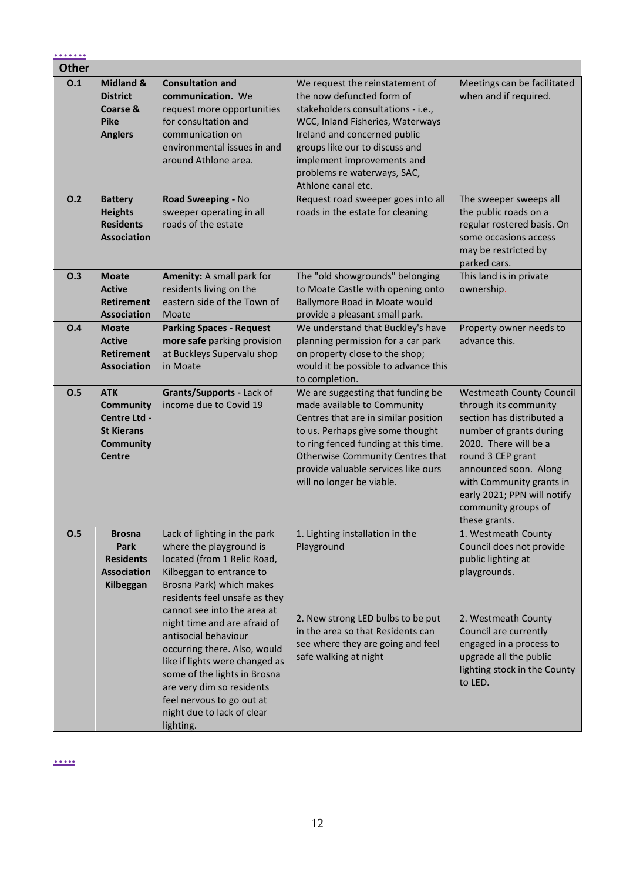.......

**Other**

| | | | | |
|---|---|---|---|---|
| **O.1** | **Midland & District Coarse & Pike Anglers** | **Consultation and communication.** We request more opportunities for consultation and communication on environmental issues in and around Athlone area. | We request the reinstatement of the now defunct form of stakeholders consultations - i.e., WCC, Inland Fisheries, Waterways Ireland and concerned public groups like our to discuss and implement improvements and problems re waterways, SAC, Athlone canal etc. | Meetings can be facilitated when and if required. |
| **O.2** | **Battery Heights Residents Association** | **Road Sweeping -** No sweeper operating in all roads of the estate | Request road sweeper goes into all roads in the estate for cleaning | The sweeper sweeps all the public roads on a regular rostered basis. On some occasions access may be restricted by parked cars. |
| **O.3** | **Moate Active Retirement Association** | **Amenity:** A small park for residents living on the eastern side of the Town of Moate | The "old showgrounds" belonging to Moate Castle with opening onto Ballymore Road in Moate would provide a pleasant small park. | This land is in private ownership. |
| **O.4** | **Moate Active Retirement Association** | **Parking Spaces - Request more safe parking provision** at Buckleys Supervalu shop in Moate | We understand that Buckley's have planning permission for a car park on property close to the shop; would it be possible to advance this to completion. | Property owner needs to advance this. |
| **O.5** | **ATK Community Centre Ltd - St Kierans Community Centre** | **Grants/Supports -** Lack of income due to Covid 19 | We are suggesting that funding be made available to Community Centres that are in similar position to us. Perhaps give some thought to ring fenced funding at this time. Otherwise Community Centres that provide valuable services like ours will no longer be viable. | Westmeath County Council through its community section has distributed a number of grants during 2020. There will be a round 3 CEP grant announced soon. Along with Community grants in early 2021; PPN will notify community groups of these grants. |
| **O.5** | **Brosna Park Residents Association Kilbeggan** | Lack of lighting in the park where the playground is located (from 1 Relic Road, Kilbeggan to entrance to Brosna Park) which makes residents feel unsafe as they cannot see into the area at night time and are afraid of antisocial behaviour occurring there. Also, would like if lights were changed as some of the lights in Brosna are very dim so residents feel nervous to go out at night due to lack of clear lighting. | 1. Lighting installation in the Playground | 1. Westmeath County Council does not provide public lighting at playgrounds. |
| | | | 2. New strong LED bulbs to be put in the area so that Residents can see where they are going and feel safe walking at night | 2. Westmeath County Council are currently engaged in a process to upgrade all the public lighting stock in the County to LED. |

.....